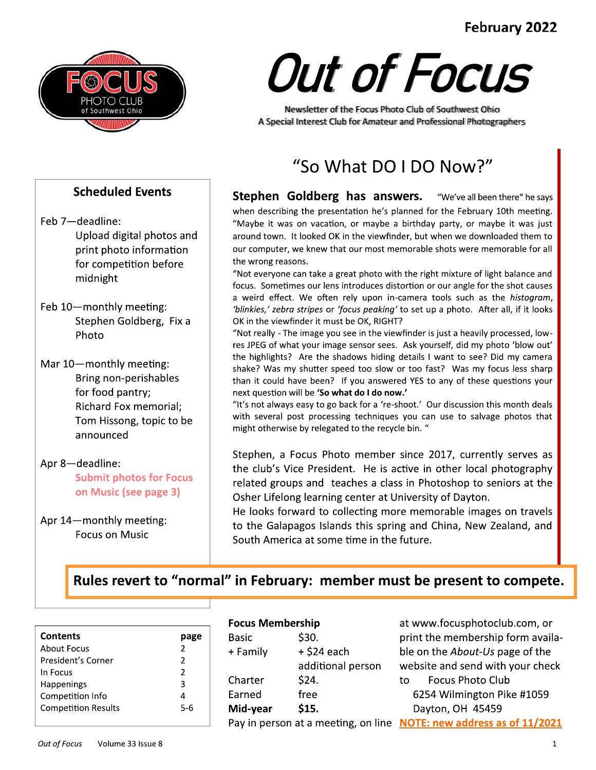February 2022

# Out of Focus

Newsletter of the Focus Photo Club of Southwest Ohio
A Special Interest Club for Amateur and Professional Photographers

## "So What DO I DO Now?"

**Stephen Goldberg has answers.** "We've all been there" he says when describing the presentation he's planned for the February 10th meeting. "Maybe it was on vacation, or maybe a birthday party, or maybe it was just around town. It looked OK in the viewfinder, but when we downloaded them to our computer, we knew that our most memorable shots were memorable for all the wrong reasons.

"Not everyone can take a great photo with the right mixture of light balance and focus. Sometimes our lens introduces distortion or our angle for the shot causes a weird effect. We often rely upon in-camera tools such as the *histogram*, *'blinkies,' zebra stripes* or *'focus peaking'* to set up a photo. After all, if it looks OK in the viewfinder it must be OK, RIGHT?

"Not really - The image you see in the viewfinder is just a heavily processed, low-res JPEG of what your image sensor sees. Ask yourself, did my photo 'blow out' the highlights? Are the shadows hiding details I want to see? Did my camera shake? Was my shutter speed too slow or too fast? Was my focus less sharp than it could have been? If you answered YES to any of these questions your next question will be **'So what do I do now.'**

"It's not always easy to go back for a 're-shoot.' Our discussion this month deals with several post processing techniques you can use to salvage photos that might otherwise by relegated to the recycle bin. "

Stephen, a Focus Photo member since 2017, currently serves as the club's Vice President. He is active in other local photography related groups and teaches a class in Photoshop to seniors at the Osher Lifelong learning center at University of Dayton.

He looks forward to collecting more memorable images on travels to the Galapagos Islands this spring and China, New Zealand, and South America at some time in the future.

### Scheduled Events

Feb 7—deadline:
Upload digital photos and print photo information for competition before midnight

Feb 10—monthly meeting:
Stephen Goldberg, Fix a Photo

Mar 10—monthly meeting:
Bring non-perishables for food pantry;
Richard Fox memorial;
Tom Hissong, topic to be announced

Apr 8—deadline:
Submit photos for Focus on Music (see page 3)

Apr 14—monthly meeting:
Focus on Music

**Rules revert to "normal" in February: member must be present to compete.**

| Contents | page |
|---|---|
| About Focus | 2 |
| President's Corner | 2 |
| In Focus | 2 |
| Happenings | 3 |
| Competition Info | 4 |
| Competition Results | 5-6 |

**Focus Membership**

| | |
|---|---|
| Basic | $30. |
| + Family | + $24 each additional person |
| Charter | $24. |
| Earned | free |
| **Mid-year** | **$15.** |

Pay in person at a meeting, on line at www.focusphotoclub.com, or print the membership form available on the *About-Us* page of the website and send with your check to Focus Photo Club
6254 Wilmington Pike #1059
Dayton, OH 45459

**NOTE: new address as of 11/2021**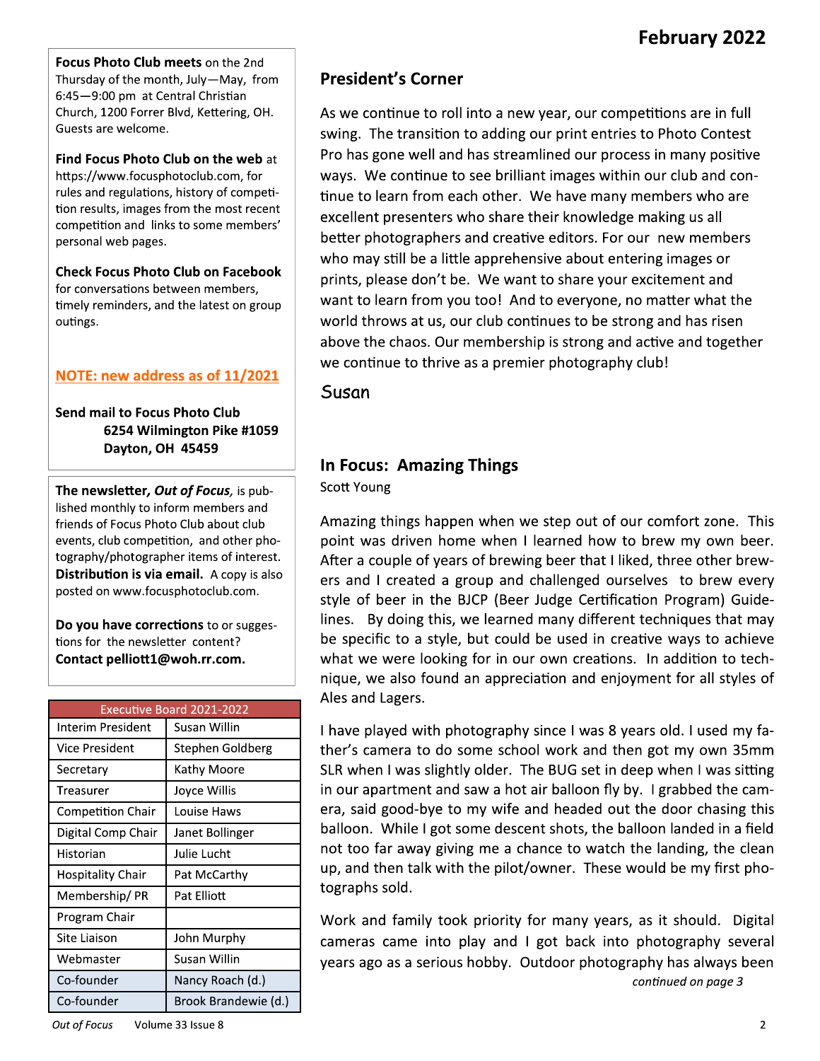**Focus Photo Club meets** on the 2nd Thursday of the month, July—May, from 6:45—9:00 pm at Central Christian Church, 1200 Forrer Blvd, Kettering, OH. Guests are welcome.

**Find Focus Photo Club on the web** at https://www.focusphotoclub.com, for rules and regulations, history of competition results, images from the most recent competition and links to some members' personal web pages.

**Check Focus Photo Club on Facebook** for conversations between members, timely reminders, and the latest on group outings.

**NOTE: new address as of 11/2021**

**Send mail to Focus Photo Club**
**6254 Wilmington Pike #1059**
**Dayton, OH 45459**

**The newsletter, *Out of Focus*,** is published monthly to inform members and friends of Focus Photo Club about club events, club competition, and other photography/photographer items of interest. **Distribution is via email.** A copy is also posted on www.focusphotoclub.com.

**Do you have corrections** to or suggestions for the newsletter content? **Contact pelliott1@woh.rr.com.**

| Executive Board 2021-2022 | |
|---|---|
| Interim President | Susan Willin |
| Vice President | Stephen Goldberg |
| Secretary | Kathy Moore |
| Treasurer | Joyce Willis |
| Competition Chair | Louise Haws |
| Digital Comp Chair | Janet Bollinger |
| Historian | Julie Lucht |
| Hospitality Chair | Pat McCarthy |
| Membership/ PR | Pat Elliott |
| Program Chair | |
| Site Liaison | John Murphy |
| Webmaster | Susan Willin |
| Co-founder | Nancy Roach (d.) |
| Co-founder | Brook Brandewie (d.) |

## President's Corner

As we continue to roll into a new year, our competitions are in full swing. The transition to adding our print entries to Photo Contest Pro has gone well and has streamlined our process in many positive ways. We continue to see brilliant images within our club and continue to learn from each other. We have many members who are excellent presenters who share their knowledge making us all better photographers and creative editors. For our new members who may still be a little apprehensive about entering images or prints, please don't be. We want to share your excitement and want to learn from you too! And to everyone, no matter what the world throws at us, our club continues to be strong and has risen above the chaos. Our membership is strong and active and together we continue to thrive as a premier photography club!

*Susan*

## In Focus: Amazing Things

Scott Young

Amazing things happen when we step out of our comfort zone. This point was driven home when I learned how to brew my own beer. After a couple of years of brewing beer that I liked, three other brewers and I created a group and challenged ourselves to brew every style of beer in the BJCP (Beer Judge Certification Program) Guidelines. By doing this, we learned many different techniques that may be specific to a style, but could be used in creative ways to achieve what we were looking for in our own creations. In addition to technique, we also found an appreciation and enjoyment for all styles of Ales and Lagers.

I have played with photography since I was 8 years old. I used my father's camera to do some school work and then got my own 35mm SLR when I was slightly older. The BUG set in deep when I was sitting in our apartment and saw a hot air balloon fly by. I grabbed the camera, said good-bye to my wife and headed out the door chasing this balloon. While I got some descent shots, the balloon landed in a field not too far away giving me a chance to watch the landing, the clean up, and then talk with the pilot/owner. These would be my first photographs sold.

Work and family took priority for many years, as it should. Digital cameras came into play and I got back into photography several years ago as a serious hobby. Outdoor photography has always been

*continued on page 3*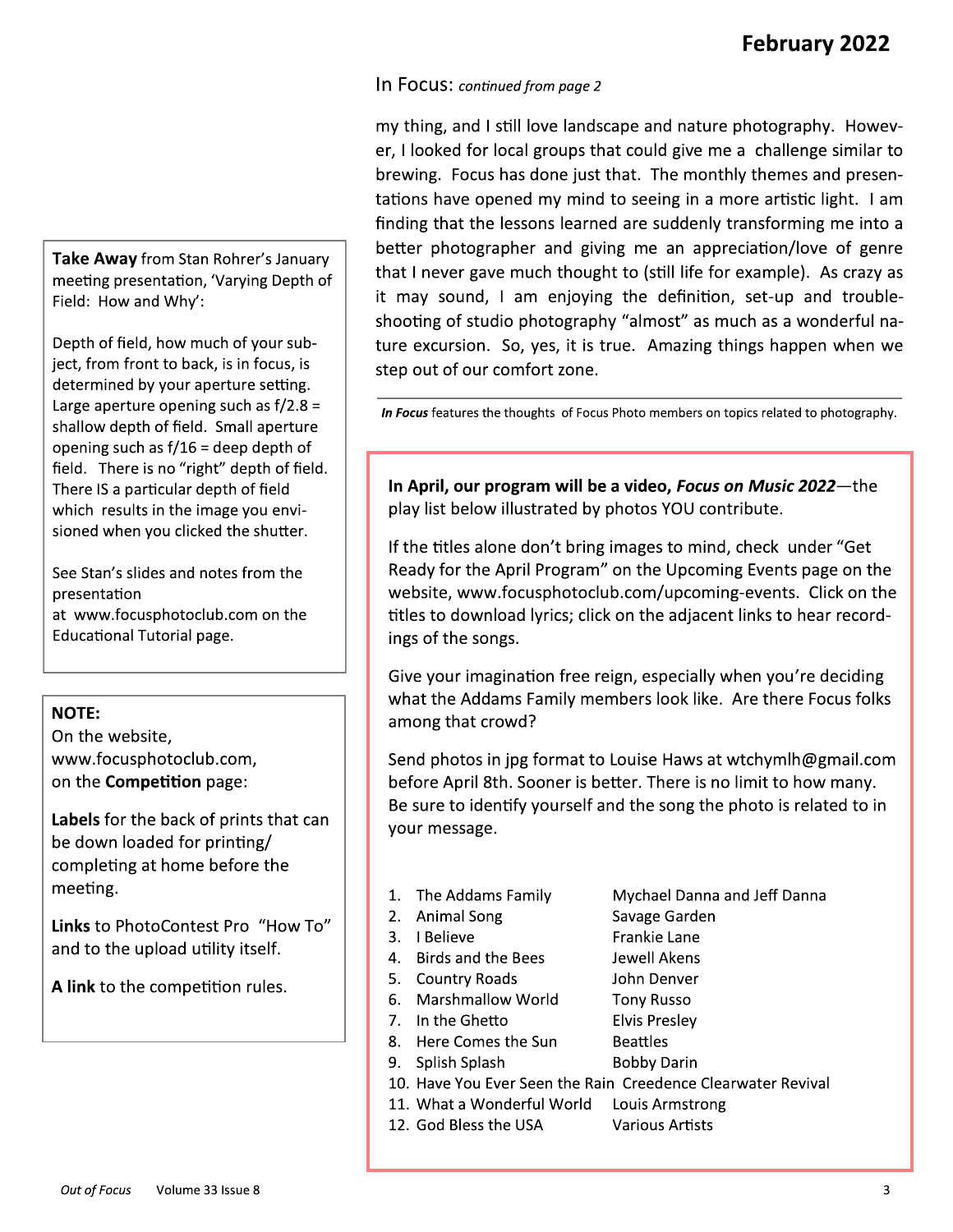## In Focus: *continued from page 2*

my thing, and I still love landscape and nature photography. However, I looked for local groups that could give me a challenge similar to brewing. Focus has done just that. The monthly themes and presentations have opened my mind to seeing in a more artistic light. I am finding that the lessons learned are suddenly transforming me into a better photographer and giving me an appreciation/love of genre that I never gave much thought to (still life for example). As crazy as it may sound, I am enjoying the definition, set-up and troubleshooting of studio photography "almost" as much as a wonderful nature excursion. So, yes, it is true. Amazing things happen when we step out of our comfort zone.

***In Focus*** features the thoughts of Focus Photo members on topics related to photography.

---

**Take Away** from Stan Rohrer's January meeting presentation, 'Varying Depth of Field: How and Why':

Depth of field, how much of your subject, from front to back, is in focus, is determined by your aperture setting. Large aperture opening such as f/2.8 = shallow depth of field. Small aperture opening such as f/16 = deep depth of field. There is no "right" depth of field. There IS a particular depth of field which results in the image you envisioned when you clicked the shutter.

See Stan's slides and notes from the presentation at www.focusphotoclub.com on the Educational Tutorial page.

---

**NOTE:**
On the website, www.focusphotoclub.com, on the **Competition** page:

**Labels** for the back of prints that can be down loaded for printing/completing at home before the meeting.

**Links** to PhotoContest Pro "How To" and to the upload utility itself.

**A link** to the competition rules.

---

**In April, our program will be a video, *Focus on Music 2022***—the play list below illustrated by photos YOU contribute.

If the titles alone don't bring images to mind, check under "Get Ready for the April Program" on the Upcoming Events page on the website, www.focusphotoclub.com/upcoming-events. Click on the titles to download lyrics; click on the adjacent links to hear recordings of the songs.

Give your imagination free reign, especially when you're deciding what the Addams Family members look like. Are there Focus folks among that crowd?

Send photos in jpg format to Louise Haws at wtchymlh@gmail.com before April 8th. Sooner is better. There is no limit to how many. Be sure to identify yourself and the song the photo is related to in your message.

1. The Addams Family — Mychael Danna and Jeff Danna
2. Animal Song — Savage Garden
3. I Believe — Frankie Lane
4. Birds and the Bees — Jewell Akens
5. Country Roads — John Denver
6. Marshmallow World — Tony Russo
7. In the Ghetto — Elvis Presley
8. Here Comes the Sun — Beattles
9. Splish Splash — Bobby Darin
10. Have You Ever Seen the Rain — Creedence Clearwater Revival
11. What a Wonderful World — Louis Armstrong
12. God Bless the USA — Various Artists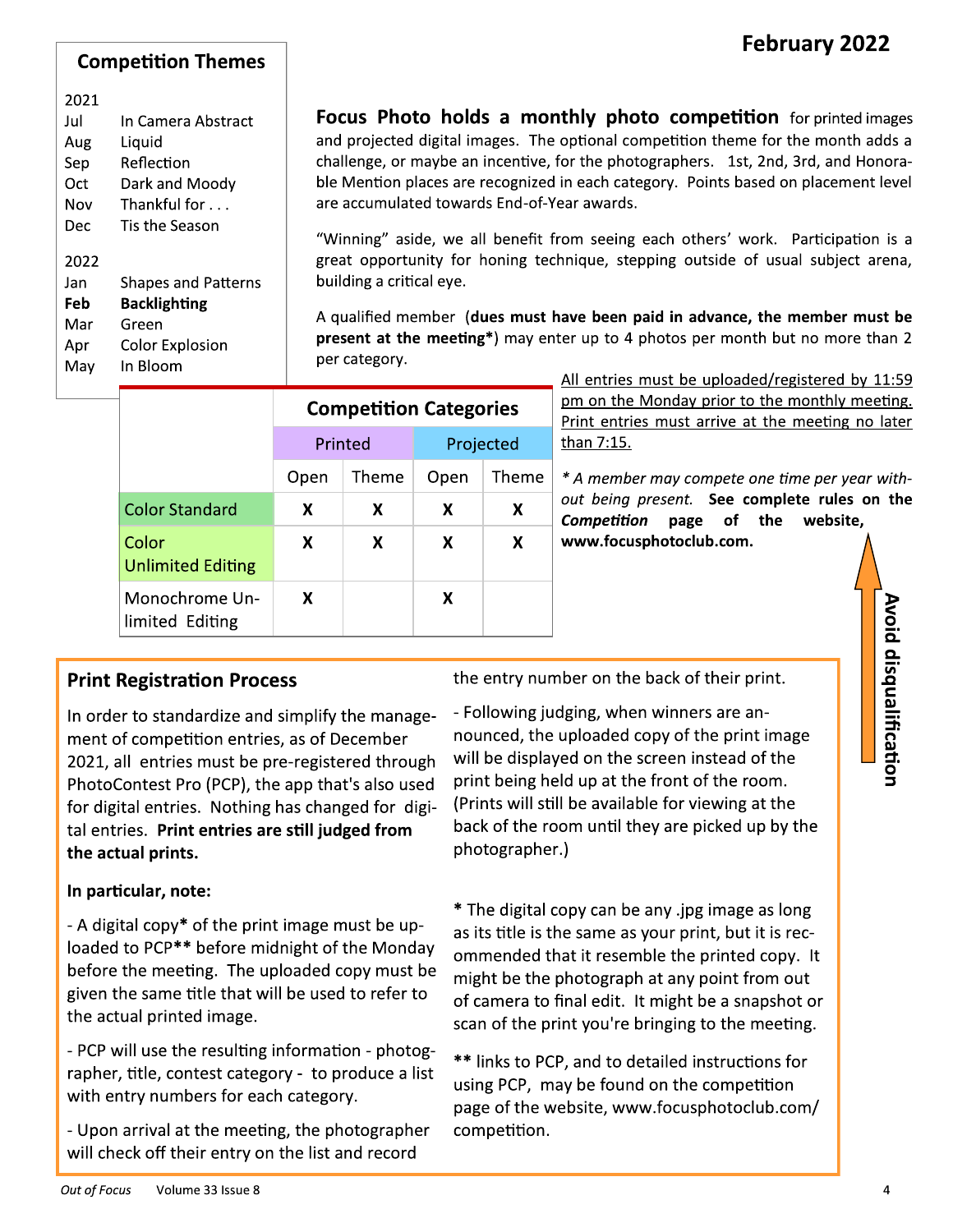February 2022

## Competition Themes

2021
- Jul — In Camera Abstract
- Aug — Liquid
- Sep — Reflection
- Oct — Dark and Moody
- Nov — Thankful for . . .
- Dec — Tis the Season

2022
- Jan — Shapes and Patterns
- **Feb — Backlighting**
- Mar — Green
- Apr — Color Explosion
- May — In Bloom

**Focus Photo holds a monthly photo competition** for printed images and projected digital images. The optional competition theme for the month adds a challenge, or maybe an incentive, for the photographers. 1st, 2nd, 3rd, and Honorable Mention places are recognized in each category. Points based on placement level are accumulated towards End-of-Year awards.

"Winning" aside, we all benefit from seeing each others' work. Participation is a great opportunity for honing technique, stepping outside of usual subject arena, building a critical eye.

A qualified member (**dues must have been paid in advance, the member must be present at the meeting***) may enter up to 4 photos per month but no more than 2 per category.

| | Competition Categories | | | |
|---|---|---|---|---|
| | Printed | | Projected | |
| | Open | Theme | Open | Theme |
| Color Standard | X | X | X | X |
| Color Unlimited Editing | X | X | X | X |
| Monochrome Unlimited Editing | X | | X | |

All entries must be uploaded/registered by 11:59 pm on the Monday prior to the monthly meeting. Print entries must arrive at the meeting no later than 7:15.

*\* A member may compete one time per year without being present.* **See complete rules on the *Competition* page of the website, www.focusphotoclub.com.**

**Avoid disqualification**

## Print Registration Process

In order to standardize and simplify the management of competition entries, as of December 2021, all entries must be pre-registered through PhotoContest Pro (PCP), the app that's also used for digital entries. Nothing has changed for digital entries. **Print entries are still judged from the actual prints.**

**In particular, note:**

- A digital copy* of the print image must be uploaded to PCP** before midnight of the Monday before the meeting. The uploaded copy must be given the same title that will be used to refer to the actual printed image.

- PCP will use the resulting information - photographer, title, contest category - to produce a list with entry numbers for each category.

- Upon arrival at the meeting, the photographer will check off their entry on the list and record the entry number on the back of their print.

- Following judging, when winners are announced, the uploaded copy of the print image will be displayed on the screen instead of the print being held up at the front of the room. (Prints will still be available for viewing at the back of the room until they are picked up by the photographer.)

\* The digital copy can be any .jpg image as long as its title is the same as your print, but it is recommended that it resemble the printed copy. It might be the photograph at any point from out of camera to final edit. It might be a snapshot or scan of the print you're bringing to the meeting.

\*\* links to PCP, and to detailed instructions for using PCP, may be found on the competition page of the website, www.focusphotoclub.com/competition.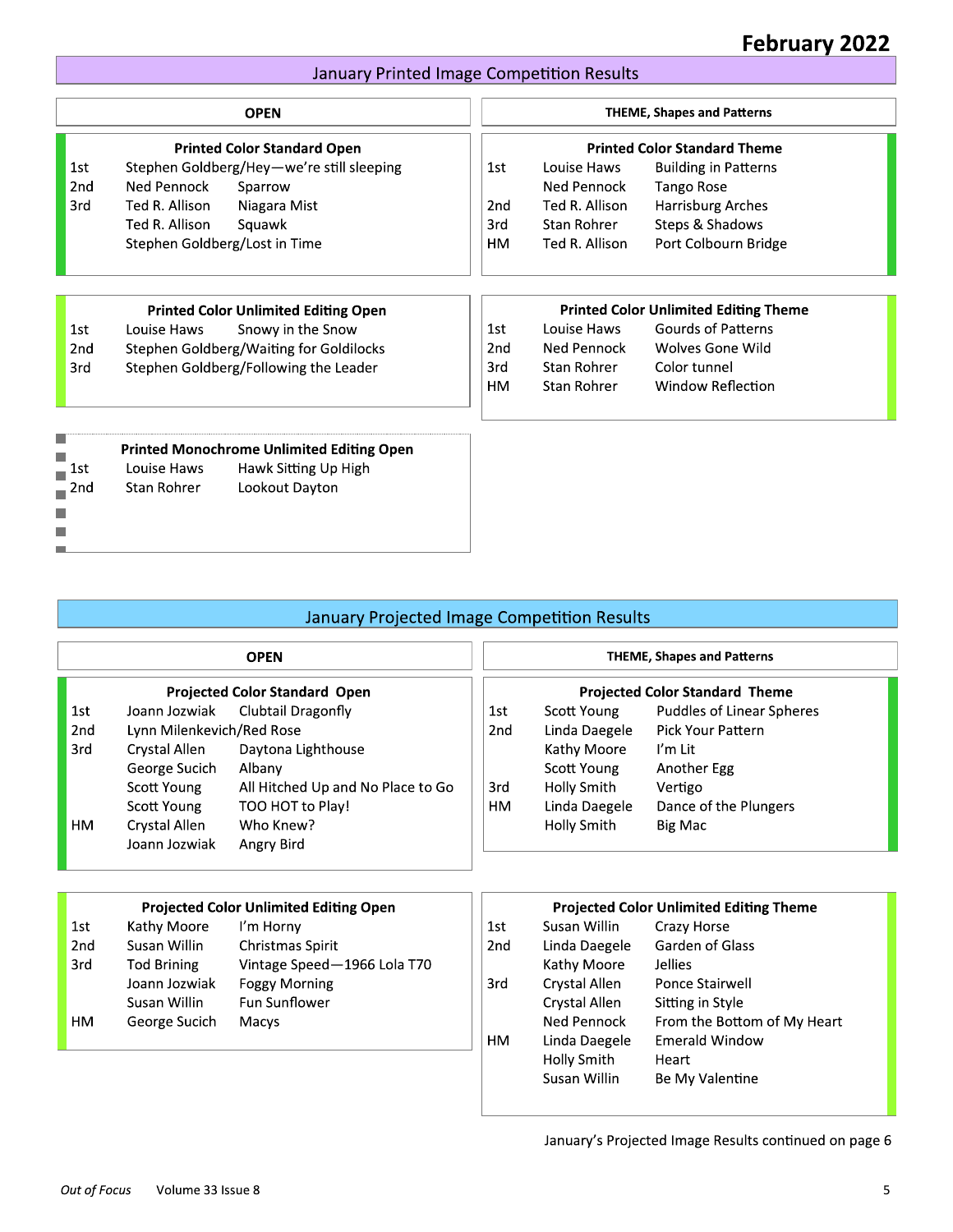## January Printed Image Competition Results

### OPEN

**Printed Color Standard Open**

| Place | Maker | Title |
|---|---|---|
| 1st | Stephen Goldberg | Hey—we're still sleeping |
| 2nd | Ned Pennock | Sparrow |
| 3rd | Ted R. Allison | Niagara Mist |
| | Ted R. Allison | Squawk |
| | Stephen Goldberg | Lost in Time |

**Printed Color Unlimited Editing Open**

| Place | Maker | Title |
|---|---|---|
| 1st | Louise Haws | Snowy in the Snow |
| 2nd | Stephen Goldberg | Waiting for Goldilocks |
| 3rd | Stephen Goldberg | Following the Leader |

**Printed Monochrome Unlimited Editing Open**

| Place | Maker | Title |
|---|---|---|
| 1st | Louise Haws | Hawk Sitting Up High |
| 2nd | Stan Rohrer | Lookout Dayton |

### THEME, Shapes and Patterns

**Printed Color Standard Theme**

| Place | Maker | Title |
|---|---|---|
| 1st | Louise Haws | Building in Patterns |
| | Ned Pennock | Tango Rose |
| 2nd | Ted R. Allison | Harrisburg Arches |
| 3rd | Stan Rohrer | Steps & Shadows |
| HM | Ted R. Allison | Port Colbourn Bridge |

**Printed Color Unlimited Editing Theme**

| Place | Maker | Title |
|---|---|---|
| 1st | Louise Haws | Gourds of Patterns |
| 2nd | Ned Pennock | Wolves Gone Wild |
| 3rd | Stan Rohrer | Color tunnel |
| HM | Stan Rohrer | Window Reflection |

## January Projected Image Competition Results

### OPEN

**Projected Color Standard Open**

| Place | Maker | Title |
|---|---|---|
| 1st | Joann Jozwiak | Clubtail Dragonfly |
| 2nd | Lynn Milenkevich | Red Rose |
| 3rd | Crystal Allen | Daytona Lighthouse |
| | George Sucich | Albany |
| | Scott Young | All Hitched Up and No Place to Go |
| | Scott Young | TOO HOT to Play! |
| HM | Crystal Allen | Who Knew? |
| | Joann Jozwiak | Angry Bird |

**Projected Color Unlimited Editing Open**

| Place | Maker | Title |
|---|---|---|
| 1st | Kathy Moore | I'm Horny |
| 2nd | Susan Willin | Christmas Spirit |
| 3rd | Tod Brining | Vintage Speed—1966 Lola T70 |
| | Joann Jozwiak | Foggy Morning |
| | Susan Willin | Fun Sunflower |
| HM | George Sucich | Macys |

### THEME, Shapes and Patterns

**Projected Color Standard Theme**

| Place | Maker | Title |
|---|---|---|
| 1st | Scott Young | Puddles of Linear Spheres |
| 2nd | Linda Daegele | Pick Your Pattern |
| | Kathy Moore | I'm Lit |
| | Scott Young | Another Egg |
| 3rd | Holly Smith | Vertigo |
| HM | Linda Daegele | Dance of the Plungers |
| | Holly Smith | Big Mac |

**Projected Color Unlimited Editing Theme**

| Place | Maker | Title |
|---|---|---|
| 1st | Susan Willin | Crazy Horse |
| 2nd | Linda Daegele | Garden of Glass |
| | Kathy Moore | Jellies |
| 3rd | Crystal Allen | Ponce Stairwell |
| | Crystal Allen | Sitting in Style |
| | Ned Pennock | From the Bottom of My Heart |
| HM | Linda Daegele | Emerald Window |
| | Holly Smith | Heart |
| | Susan Willin | Be My Valentine |

January's Projected Image Results continued on page 6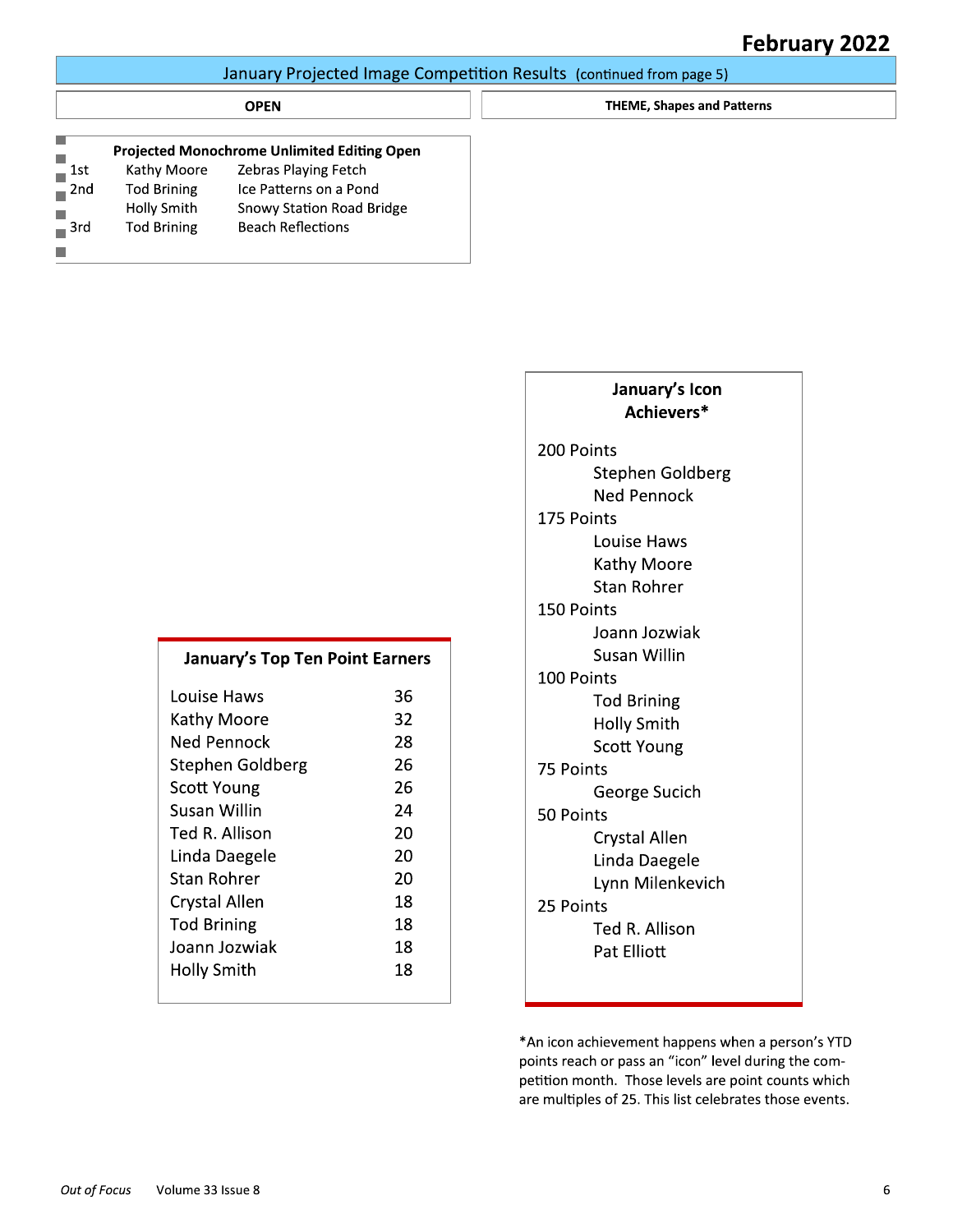## January Projected Image Competition Results (continued from page 5)

**OPEN**

**THEME, Shapes and Patterns**

**Projected Monochrome Unlimited Editing Open**

| | | |
|---|---|---|
| 1st | Kathy Moore | Zebras Playing Fetch |
| 2nd | Tod Brining | Ice Patterns on a Pond |
| | Holly Smith | Snowy Station Road Bridge |
| 3rd | Tod Brining | Beach Reflections |

### January's Top Ten Point Earners

| | |
|---|---|
| Louise Haws | 36 |
| Kathy Moore | 32 |
| Ned Pennock | 28 |
| Stephen Goldberg | 26 |
| Scott Young | 26 |
| Susan Willin | 24 |
| Ted R. Allison | 20 |
| Linda Daegele | 20 |
| Stan Rohrer | 20 |
| Crystal Allen | 18 |
| Tod Brining | 18 |
| Joann Jozwiak | 18 |
| Holly Smith | 18 |

### January's Icon Achievers*

200 Points
- Stephen Goldberg
- Ned Pennock

175 Points
- Louise Haws
- Kathy Moore
- Stan Rohrer

150 Points
- Joann Jozwiak
- Susan Willin

100 Points
- Tod Brining
- Holly Smith
- Scott Young

75 Points
- George Sucich

50 Points
- Crystal Allen
- Linda Daegele
- Lynn Milenkevich

25 Points
- Ted R. Allison
- Pat Elliott

*An icon achievement happens when a person's YTD points reach or pass an "icon" level during the competition month. Those levels are point counts which are multiples of 25. This list celebrates those events.